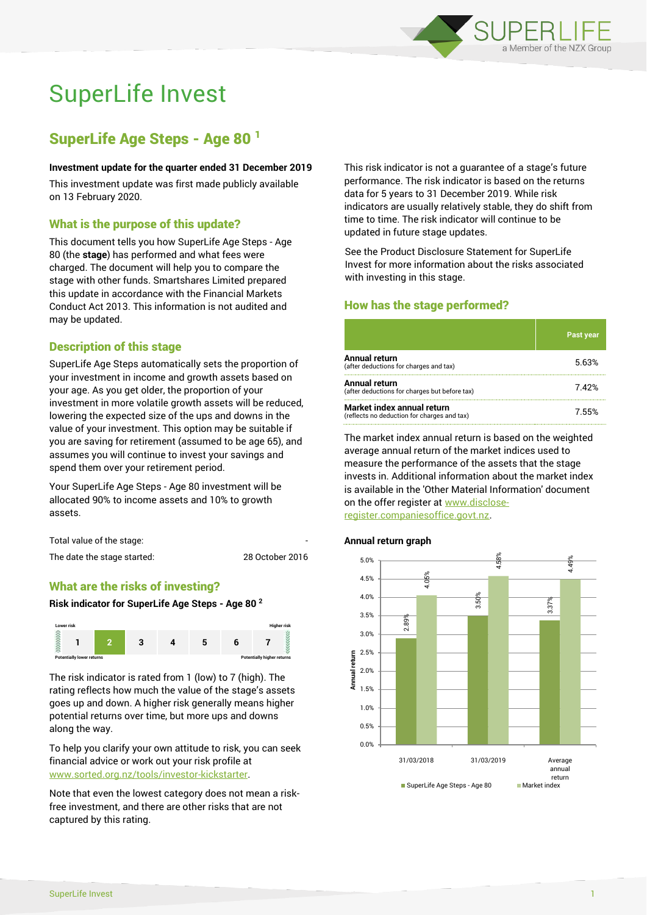# SuperLife Invest

## SuperLife Age Steps - Age 80 [1]

**Investment update for the quarter ended 31 December 2019**

This investment update was first made publicly available on 13 February 2020.

### What is the purpose of this update?

This document tells you how SuperLife Age Steps - Age 80 (the **stage**) has performed and what fees were charged. The document will help you to compare the stage with other funds. Smartshares Limited prepared this update in accordance with the Financial Markets Conduct Act 2013. This information is not audited and may be updated.

### Description of this stage

SuperLife Age Steps automatically sets the proportion of your investment in income and growth assets based on your age. As you get older, the proportion of your investment in more volatile growth assets will be reduced, lowering the expected size of the ups and downs in the value of your investment. This option may be suitable if you are saving for retirement (assumed to be age 65), and assumes you will continue to invest your savings and spend them over your retirement period.

Your SuperLife Age Steps - Age 80 investment will be allocated 90% to income assets and 10% to growth assets.

| | |
|---|---|
| Total value of the stage: | - |
| The date the stage started: | 28 October 2016 |

### What are the risks of investing?

**Risk indicator for SuperLife Age Steps - Age 80 [2]**

Lower risk — Higher risk

| 1 | **2** | 3 | 4 | 5 | 6 | 7 |
|---|---|---|---|---|---|---|

Potentially lower returns — Potentially higher returns

The risk indicator is rated from 1 (low) to 7 (high). The rating reflects how much the value of the stage's assets goes up and down. A higher risk generally means higher potential returns over time, but more ups and downs along the way.

To help you clarify your own attitude to risk, you can seek financial advice or work out your risk profile at www.sorted.org.nz/tools/investor-kickstarter.

Note that even the lowest category does not mean a risk-free investment, and there are other risks that are not captured by this rating.

This risk indicator is not a guarantee of a stage's future performance. The risk indicator is based on the returns data for 5 years to 31 December 2019. While risk indicators are usually relatively stable, they do shift from time to time. The risk indicator will continue to be updated in future stage updates.

See the Product Disclosure Statement for SuperLife Invest for more information about the risks associated with investing in this stage.

### How has the stage performed?

| | Past year |
|---|---|
| **Annual return** (after deductions for charges and tax) | 5.63% |
| **Annual return** (after deductions for charges but before tax) | 7.42% |
| **Market index annual return** (reflects no deduction for charges and tax) | 7.55% |

The market index annual return is based on the weighted average annual return of the market indices used to measure the performance of the assets that the stage invests in. Additional information about the market index is available in the 'Other Material Information' document on the offer register at www.disclose-register.companiesoffice.govt.nz.

**Annual return graph**

| | SuperLife Age Steps - Age 80 | Market index |
|---|---|---|
| 31/03/2018 | 2.89% | 4.05% |
| 31/03/2019 | 3.50% | 4.58% |
| Average annual return | 3.37% | 4.49% |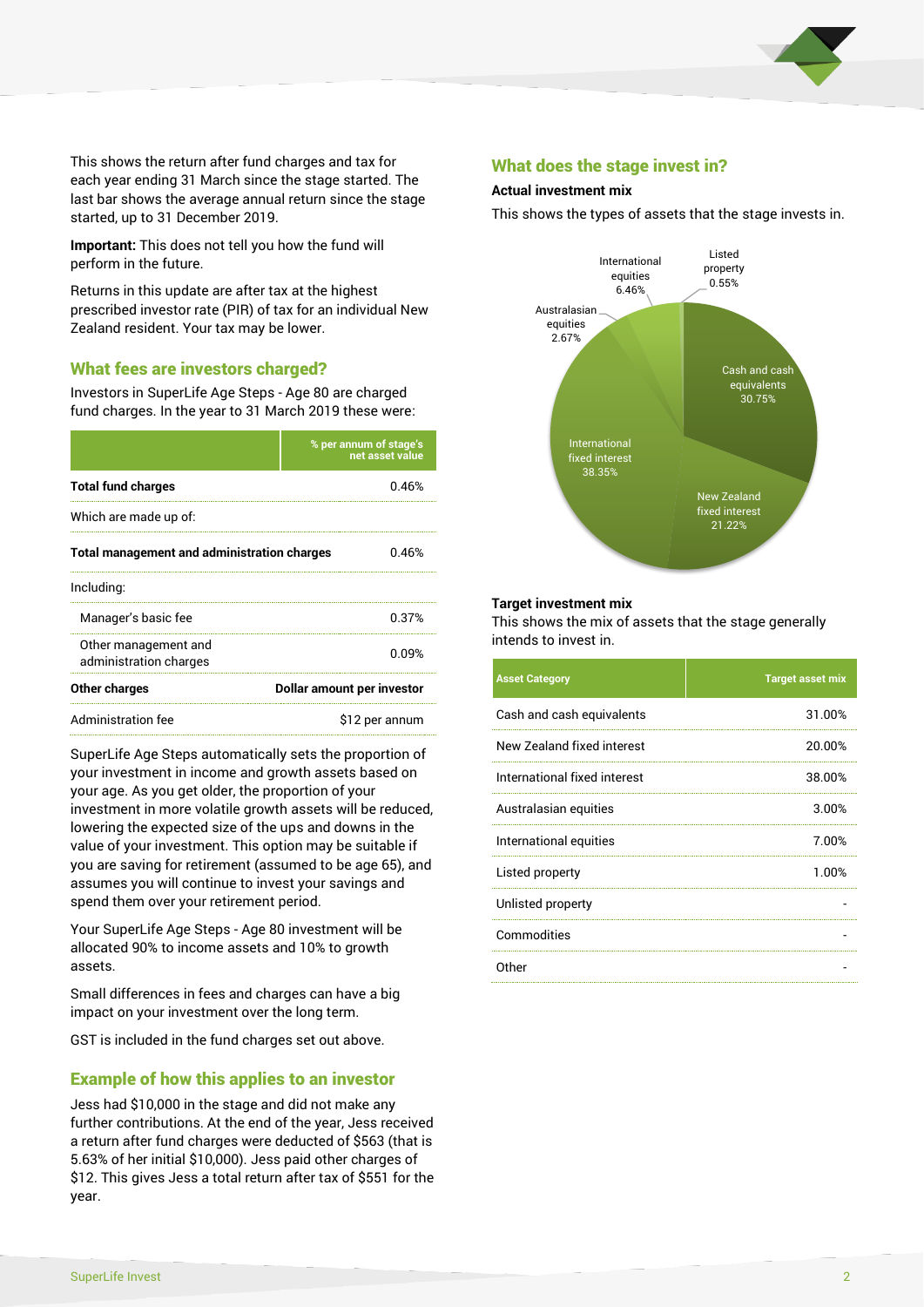This shows the return after fund charges and tax for each year ending 31 March since the stage started. The last bar shows the average annual return since the stage started, up to 31 December 2019.

**Important:** This does not tell you how the fund will perform in the future.

Returns in this update are after tax at the highest prescribed investor rate (PIR) of tax for an individual New Zealand resident. Your tax may be lower.

## What fees are investors charged?

Investors in SuperLife Age Steps - Age 80 are charged fund charges. In the year to 31 March 2019 these were:

| | % per annum of stage's net asset value |
|---|---|
| **Total fund charges** | 0.46% |
| Which are made up of: | |
| **Total management and administration charges** | 0.46% |
| Including: | |
| Manager's basic fee | 0.37% |
| Other management and administration charges | 0.09% |
| **Other charges** | **Dollar amount per investor** |
| Administration fee | $12 per annum |

SuperLife Age Steps automatically sets the proportion of your investment in income and growth assets based on your age. As you get older, the proportion of your investment in more volatile growth assets will be reduced, lowering the expected size of the ups and downs in the value of your investment. This option may be suitable if you are saving for retirement (assumed to be age 65), and assumes you will continue to invest your savings and spend them over your retirement period.

Your SuperLife Age Steps - Age 80 investment will be allocated 90% to income assets and 10% to growth assets.

Small differences in fees and charges can have a big impact on your investment over the long term.

GST is included in the fund charges set out above.

## Example of how this applies to an investor

Jess had $10,000 in the stage and did not make any further contributions. At the end of the year, Jess received a return after fund charges were deducted of $563 (that is 5.63% of her initial $10,000). Jess paid other charges of $12. This gives Jess a total return after tax of $551 for the year.

## What does the stage invest in?

### Actual investment mix

This shows the types of assets that the stage invests in.

- Cash and cash equivalents 30.75%
- New Zealand fixed interest 21.22%
- International fixed interest 38.35%
- Australasian equities 2.67%
- International equities 6.46%
- Listed property 0.55%

### Target investment mix

This shows the mix of assets that the stage generally intends to invest in.

| Asset Category | Target asset mix |
|---|---|
| Cash and cash equivalents | 31.00% |
| New Zealand fixed interest | 20.00% |
| International fixed interest | 38.00% |
| Australasian equities | 3.00% |
| International equities | 7.00% |
| Listed property | 1.00% |
| Unlisted property | - |
| Commodities | - |
| Other | - |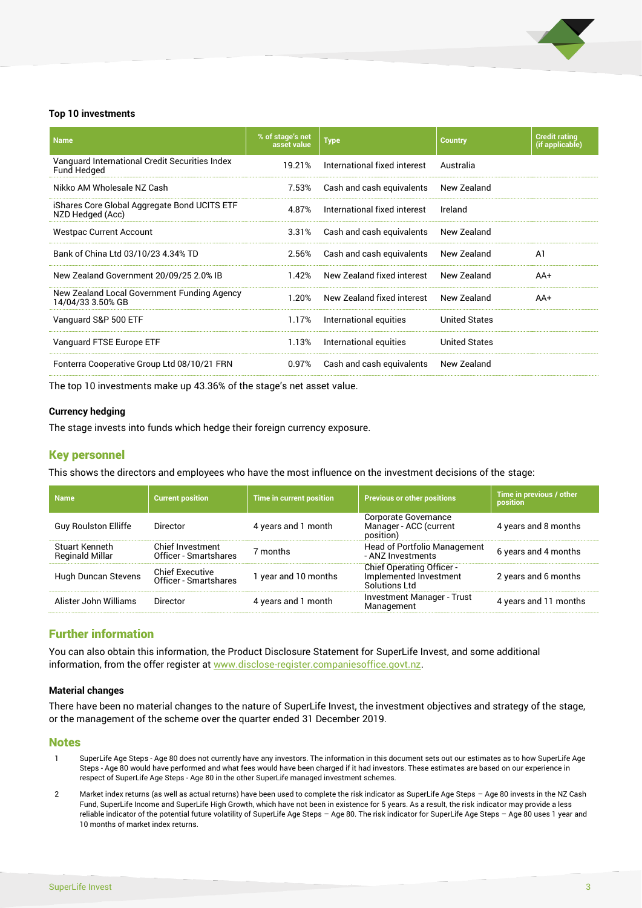### Top 10 investments

| Name | % of stage's net asset value | Type | Country | Credit rating (if applicable) |
|---|---|---|---|---|
| Vanguard International Credit Securities Index Fund Hedged | 19.21% | International fixed interest | Australia | |
| Nikko AM Wholesale NZ Cash | 7.53% | Cash and cash equivalents | New Zealand | |
| iShares Core Global Aggregate Bond UCITS ETF NZD Hedged (Acc) | 4.87% | International fixed interest | Ireland | |
| Westpac Current Account | 3.31% | Cash and cash equivalents | New Zealand | |
| Bank of China Ltd 03/10/23 4.34% TD | 2.56% | Cash and cash equivalents | New Zealand | A1 |
| New Zealand Government 20/09/25 2.0% IB | 1.42% | New Zealand fixed interest | New Zealand | AA+ |
| New Zealand Local Government Funding Agency 14/04/33 3.50% GB | 1.20% | New Zealand fixed interest | New Zealand | AA+ |
| Vanguard S&P 500 ETF | 1.17% | International equities | United States | |
| Vanguard FTSE Europe ETF | 1.13% | International equities | United States | |
| Fonterra Cooperative Group Ltd 08/10/21 FRN | 0.97% | Cash and cash equivalents | New Zealand | |

The top 10 investments make up 43.36% of the stage's net asset value.

### Currency hedging

The stage invests into funds which hedge their foreign currency exposure.

## Key personnel

This shows the directors and employees who have the most influence on the investment decisions of the stage:

| Name | Current position | Time in current position | Previous or other positions | Time in previous / other position |
|---|---|---|---|---|
| Guy Roulston Elliffe | Director | 4 years and 1 month | Corporate Governance Manager - ACC (current position) | 4 years and 8 months |
| Stuart Kenneth Reginald Millar | Chief Investment Officer - Smartshares | 7 months | Head of Portfolio Management - ANZ Investments | 6 years and 4 months |
| Hugh Duncan Stevens | Chief Executive Officer - Smartshares | 1 year and 10 months | Chief Operating Officer - Implemented Investment Solutions Ltd | 2 years and 6 months |
| Alister John Williams | Director | 4 years and 1 month | Investment Manager - Trust Management | 4 years and 11 months |

## Further information

You can also obtain this information, the Product Disclosure Statement for SuperLife Invest, and some additional information, from the offer register at www.disclose-register.companiesoffice.govt.nz.

### Material changes

There have been no material changes to the nature of SuperLife Invest, the investment objectives and strategy of the stage, or the management of the scheme over the quarter ended 31 December 2019.

## Notes

1. SuperLife Age Steps - Age 80 does not currently have any investors. The information in this document sets out our estimates as to how SuperLife Age Steps - Age 80 would have performed and what fees would have been charged if it had investors. These estimates are based on our experience in respect of SuperLife Age Steps - Age 80 in the other SuperLife managed investment schemes.
2. Market index returns (as well as actual returns) have been used to complete the risk indicator as SuperLife Age Steps – Age 80 invests in the NZ Cash Fund, SuperLife Income and SuperLife High Growth, which have not been in existence for 5 years. As a result, the risk indicator may provide a less reliable indicator of the potential future volatility of SuperLife Age Steps – Age 80. The risk indicator for SuperLife Age Steps – Age 80 uses 1 year and 10 months of market index returns.